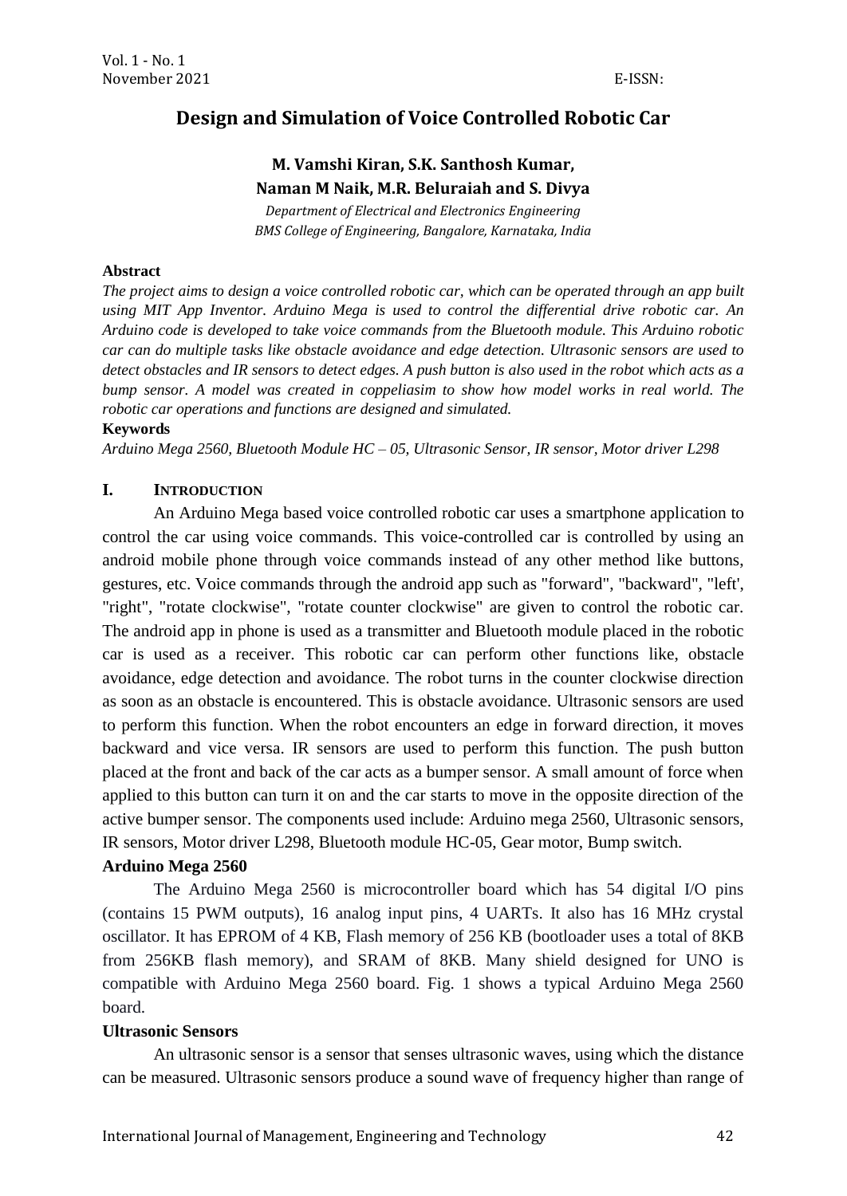# Design and Simulation of Voice Controlled Robotic Car

**M. Vamshi Kiran, S.K. Santhosh Kumar,**
**Naman M Naik, M.R. Beluraiah and S. Divya**

*Department of Electrical and Electronics Engineering*
*BMS College of Engineering, Bangalore, Karnataka, India*

**Abstract**

*The project aims to design a voice controlled robotic car, which can be operated through an app built using MIT App Inventor. Arduino Mega is used to control the differential drive robotic car. An Arduino code is developed to take voice commands from the Bluetooth module. This Arduino robotic car can do multiple tasks like obstacle avoidance and edge detection. Ultrasonic sensors are used to detect obstacles and IR sensors to detect edges. A push button is also used in the robot which acts as a bump sensor. A model was created in coppeliasim to show how model works in real world. The robotic car operations and functions are designed and simulated.*

**Keywords**

*Arduino Mega 2560, Bluetooth Module HC – 05, Ultrasonic Sensor, IR sensor, Motor driver L298*

## I. INTRODUCTION

An Arduino Mega based voice controlled robotic car uses a smartphone application to control the car using voice commands. This voice-controlled car is controlled by using an android mobile phone through voice commands instead of any other method like buttons, gestures, etc. Voice commands through the android app such as "forward", "backward", "left', "right", "rotate clockwise", "rotate counter clockwise" are given to control the robotic car. The android app in phone is used as a transmitter and Bluetooth module placed in the robotic car is used as a receiver. This robotic car can perform other functions like, obstacle avoidance, edge detection and avoidance. The robot turns in the counter clockwise direction as soon as an obstacle is encountered. This is obstacle avoidance. Ultrasonic sensors are used to perform this function. When the robot encounters an edge in forward direction, it moves backward and vice versa. IR sensors are used to perform this function. The push button placed at the front and back of the car acts as a bumper sensor. A small amount of force when applied to this button can turn it on and the car starts to move in the opposite direction of the active bumper sensor. The components used include: Arduino mega 2560, Ultrasonic sensors, IR sensors, Motor driver L298, Bluetooth module HC-05, Gear motor, Bump switch.

**Arduino Mega 2560**

The Arduino Mega 2560 is microcontroller board which has 54 digital I/O pins (contains 15 PWM outputs), 16 analog input pins, 4 UARTs. It also has 16 MHz crystal oscillator. It has EPROM of 4 KB, Flash memory of 256 KB (bootloader uses a total of 8KB from 256KB flash memory), and SRAM of 8KB. Many shield designed for UNO is compatible with Arduino Mega 2560 board. Fig. 1 shows a typical Arduino Mega 2560 board.

**Ultrasonic Sensors**

An ultrasonic sensor is a sensor that senses ultrasonic waves, using which the distance can be measured. Ultrasonic sensors produce a sound wave of frequency higher than range of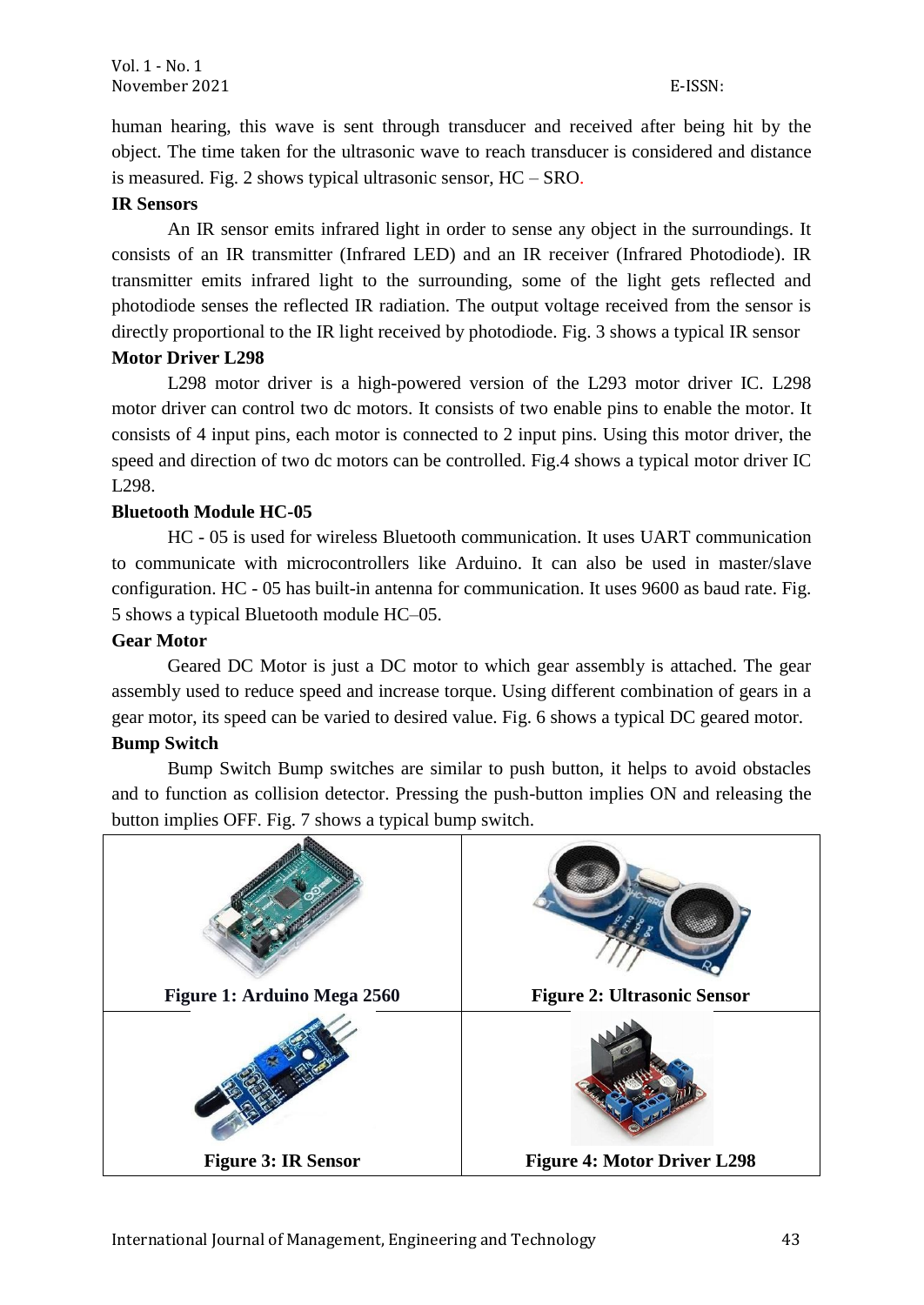human hearing, this wave is sent through transducer and received after being hit by the object. The time taken for the ultrasonic wave to reach transducer is considered and distance is measured. Fig. 2 shows typical ultrasonic sensor, HC – SRO.

**IR Sensors**

An IR sensor emits infrared light in order to sense any object in the surroundings. It consists of an IR transmitter (Infrared LED) and an IR receiver (Infrared Photodiode). IR transmitter emits infrared light to the surrounding, some of the light gets reflected and photodiode senses the reflected IR radiation. The output voltage received from the sensor is directly proportional to the IR light received by photodiode. Fig. 3 shows a typical IR sensor

**Motor Driver L298**

L298 motor driver is a high-powered version of the L293 motor driver IC. L298 motor driver can control two dc motors. It consists of two enable pins to enable the motor. It consists of 4 input pins, each motor is connected to 2 input pins. Using this motor driver, the speed and direction of two dc motors can be controlled. Fig.4 shows a typical motor driver IC L298.

**Bluetooth Module HC-05**

HC - 05 is used for wireless Bluetooth communication. It uses UART communication to communicate with microcontrollers like Arduino. It can also be used in master/slave configuration. HC - 05 has built-in antenna for communication. It uses 9600 as baud rate. Fig. 5 shows a typical Bluetooth module HC–05.

**Gear Motor**

Geared DC Motor is just a DC motor to which gear assembly is attached. The gear assembly used to reduce speed and increase torque. Using different combination of gears in a gear motor, its speed can be varied to desired value. Fig. 6 shows a typical DC geared motor.

**Bump Switch**

Bump Switch Bump switches are similar to push button, it helps to avoid obstacles and to function as collision detector. Pressing the push-button implies ON and releasing the button implies OFF. Fig. 7 shows a typical bump switch.

**Figure 1: Arduino Mega 2560**

**Figure 2: Ultrasonic Sensor**

**Figure 3: IR Sensor**

**Figure 4: Motor Driver L298**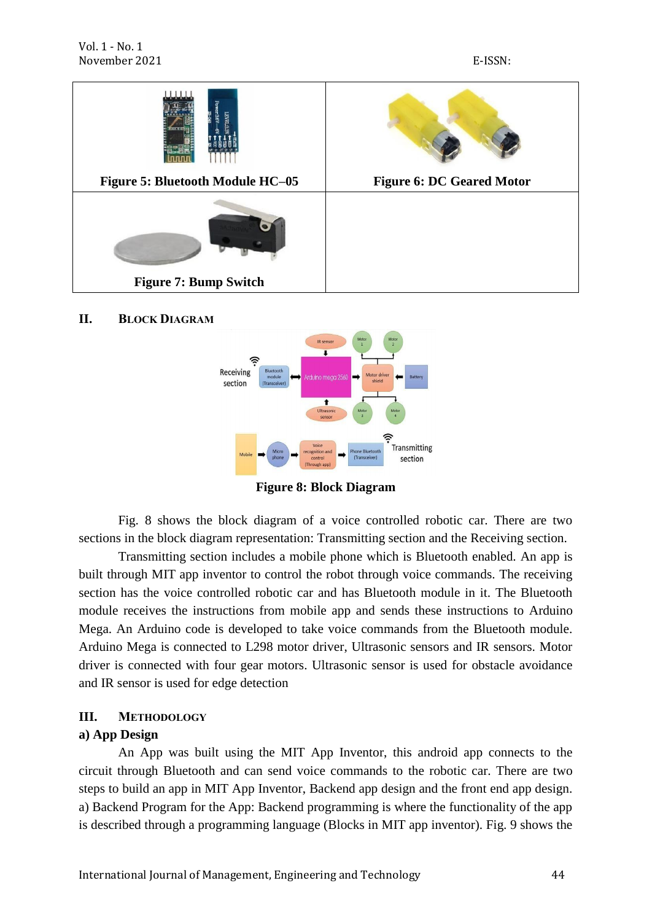Figure 5: Bluetooth Module HC–05

Figure 6: DC Geared Motor

Figure 7: Bump Switch

## II. Block Diagram

Figure 8: Block Diagram

Fig. 8 shows the block diagram of a voice controlled robotic car. There are two sections in the block diagram representation: Transmitting section and the Receiving section.

Transmitting section includes a mobile phone which is Bluetooth enabled. An app is built through MIT app inventor to control the robot through voice commands. The receiving section has the voice controlled robotic car and has Bluetooth module in it. The Bluetooth module receives the instructions from mobile app and sends these instructions to Arduino Mega. An Arduino code is developed to take voice commands from the Bluetooth module. Arduino Mega is connected to L298 motor driver, Ultrasonic sensors and IR sensors. Motor driver is connected with four gear motors. Ultrasonic sensor is used for obstacle avoidance and IR sensor is used for edge detection

## III. Methodology

### a) App Design

An App was built using the MIT App Inventor, this android app connects to the circuit through Bluetooth and can send voice commands to the robotic car. There are two steps to build an app in MIT App Inventor, Backend app design and the front end app design. a) Backend Program for the App: Backend programming is where the functionality of the app is described through a programming language (Blocks in MIT app inventor). Fig. 9 shows the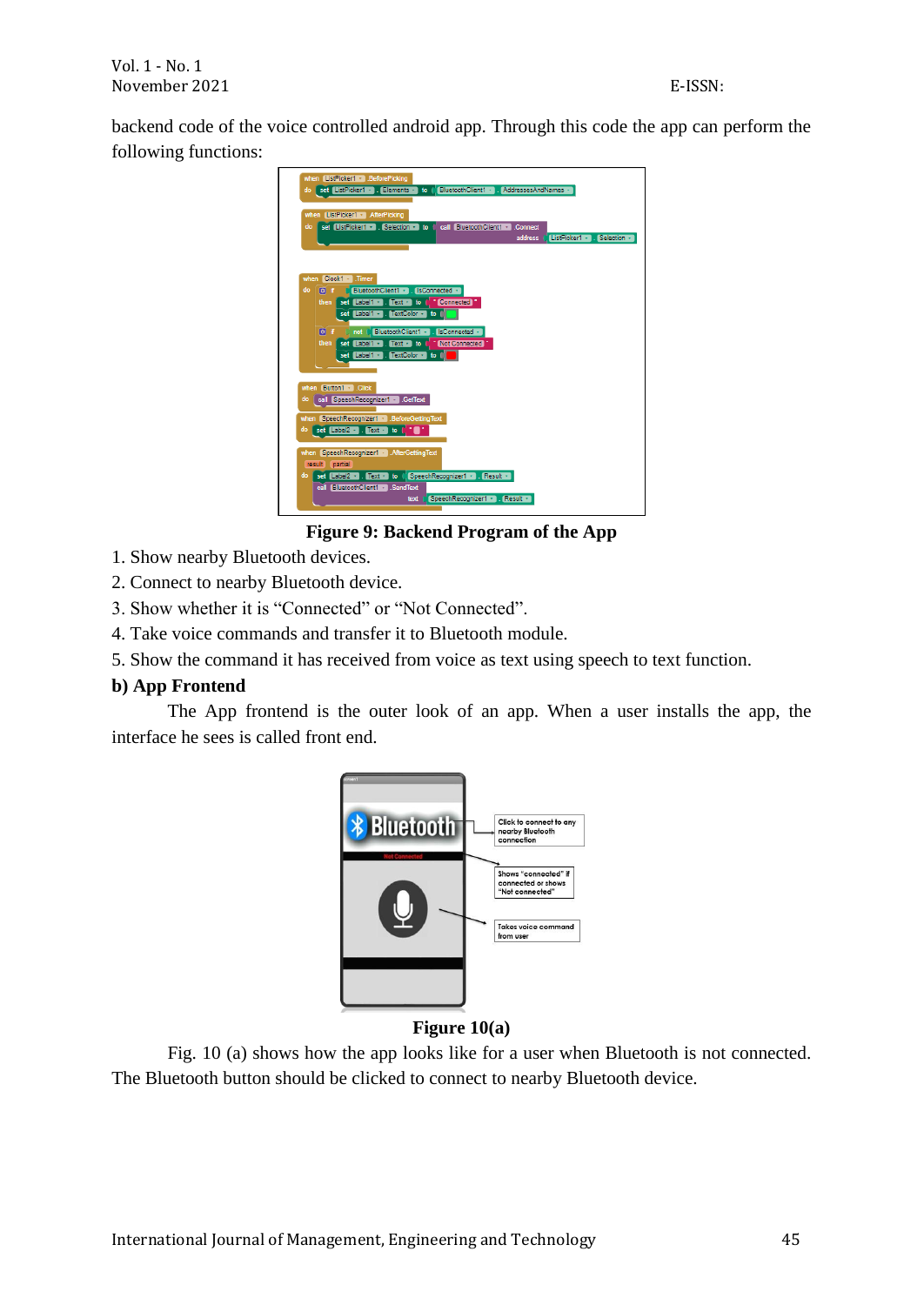backend code of the voice controlled android app. Through this code the app can perform the following functions:

**Figure 9: Backend Program of the App**

1. Show nearby Bluetooth devices.
2. Connect to nearby Bluetooth device.
3. Show whether it is "Connected" or "Not Connected".
4. Take voice commands and transfer it to Bluetooth module.
5. Show the command it has received from voice as text using speech to text function.

**b) App Frontend**

The App frontend is the outer look of an app. When a user installs the app, the interface he sees is called front end.

**Figure 10(a)**

Fig. 10 (a) shows how the app looks like for a user when Bluetooth is not connected. The Bluetooth button should be clicked to connect to nearby Bluetooth device.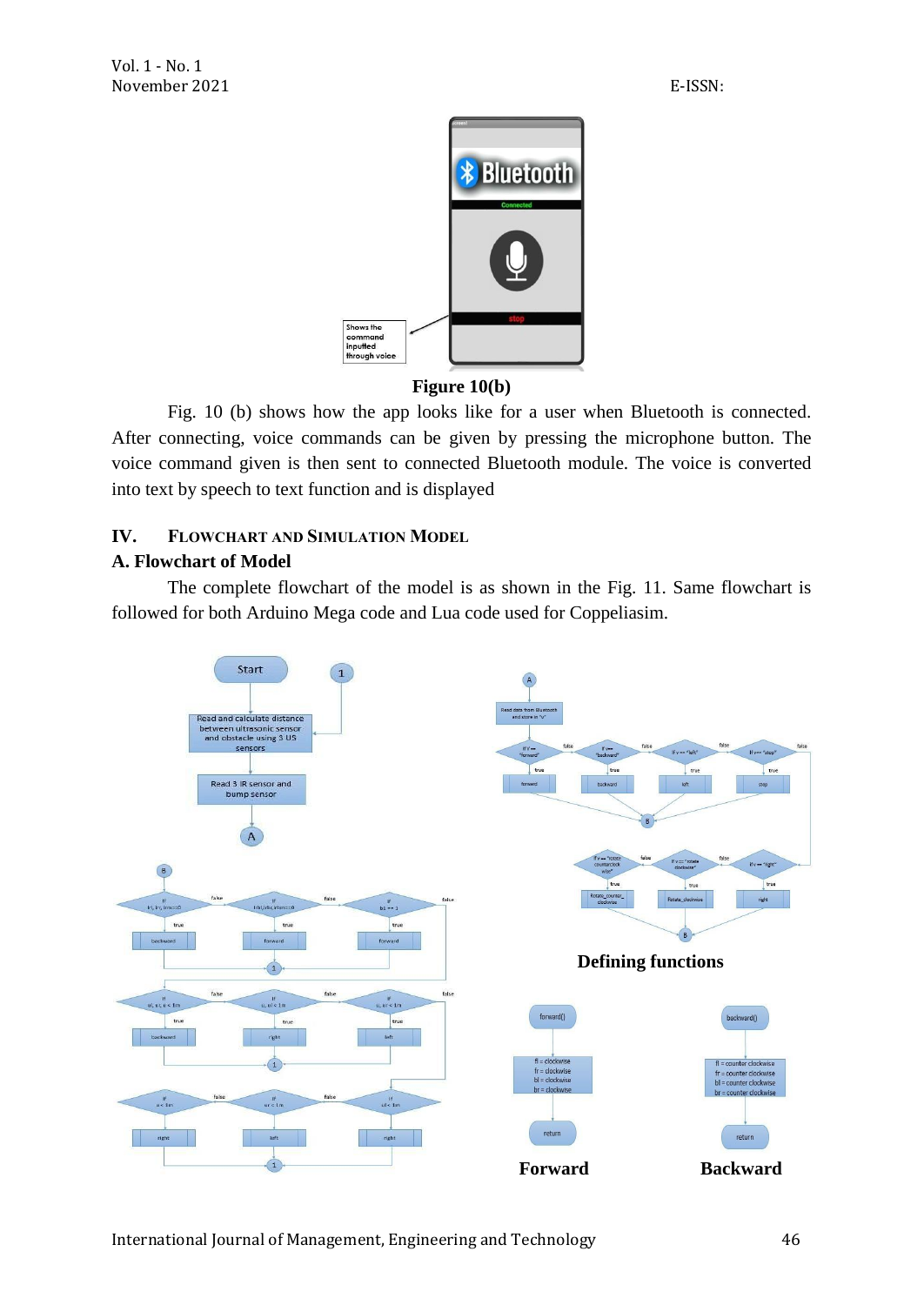Figure 10(b)

Fig. 10 (b) shows how the app looks like for a user when Bluetooth is connected. After connecting, voice commands can be given by pressing the microphone button. The voice command given is then sent to connected Bluetooth module. The voice is converted into text by speech to text function and is displayed

## IV. Flowchart and Simulation Model

### A. Flowchart of Model

The complete flowchart of the model is as shown in the Fig. 11. Same flowchart is followed for both Arduino Mega code and Lua code used for Coppeliasim.

Defining functions

Forward

Backward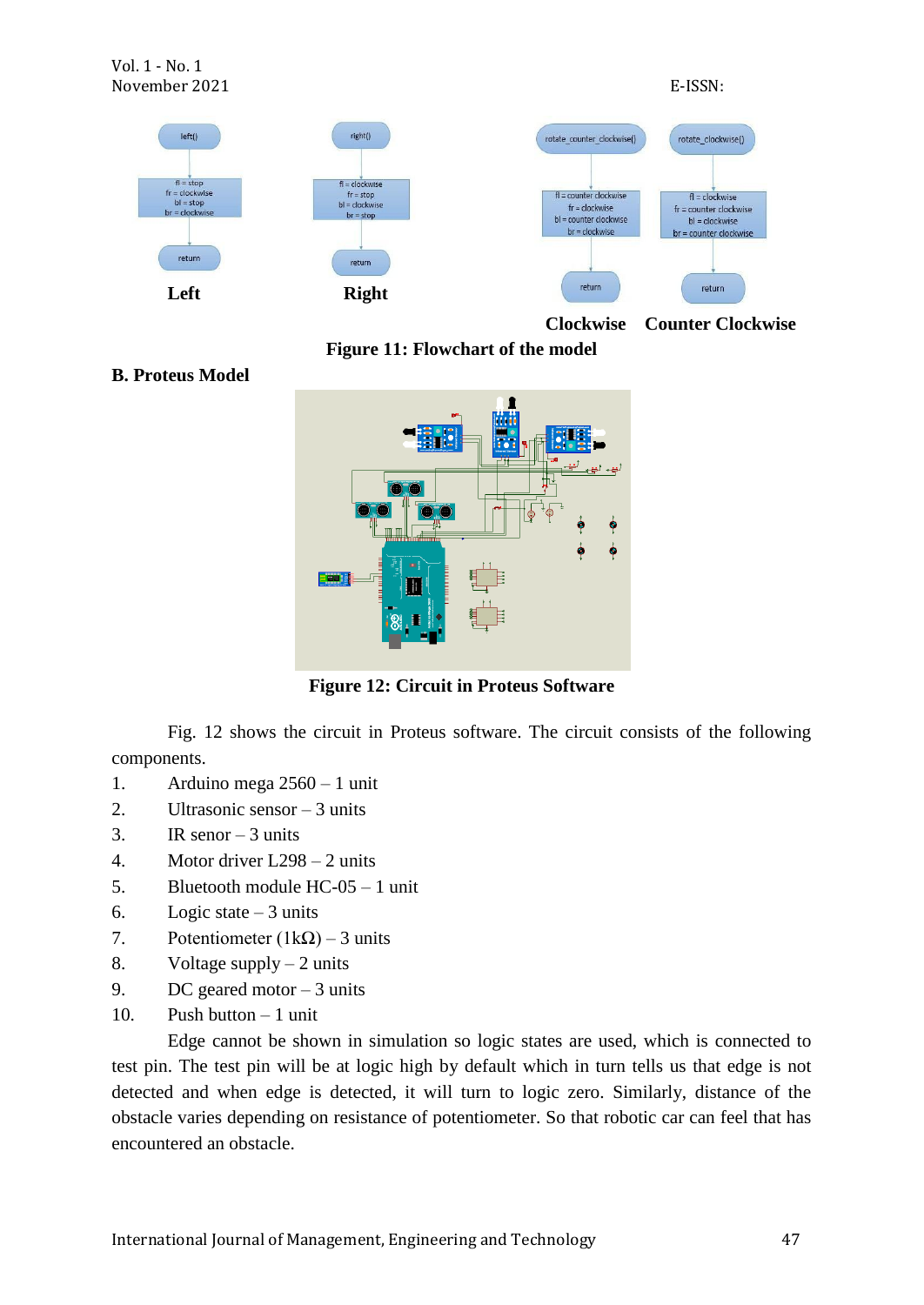Left

Right

Clockwise Counter Clockwise

**Figure 11: Flowchart of the model**

**B. Proteus Model**

**Figure 12: Circuit in Proteus Software**

Fig. 12 shows the circuit in Proteus software. The circuit consists of the following components.

1. Arduino mega 2560 – 1 unit
2. Ultrasonic sensor – 3 units
3. IR senor – 3 units
4. Motor driver L298 – 2 units
5. Bluetooth module HC-05 – 1 unit
6. Logic state – 3 units
7. Potentiometer (1kΩ) – 3 units
8. Voltage supply – 2 units
9. DC geared motor – 3 units
10. Push button – 1 unit

Edge cannot be shown in simulation so logic states are used, which is connected to test pin. The test pin will be at logic high by default which in turn tells us that edge is not detected and when edge is detected, it will turn to logic zero. Similarly, distance of the obstacle varies depending on resistance of potentiometer. So that robotic car can feel that has encountered an obstacle.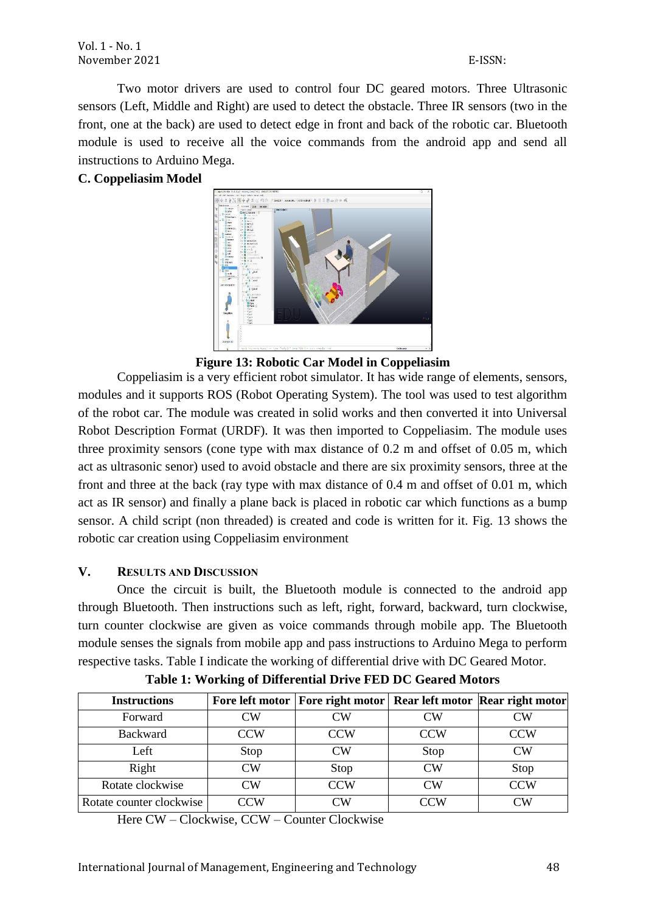Two motor drivers are used to control four DC geared motors. Three Ultrasonic sensors (Left, Middle and Right) are used to detect the obstacle. Three IR sensors (two in the front, one at the back) are used to detect edge in front and back of the robotic car. Bluetooth module is used to receive all the voice commands from the android app and send all instructions to Arduino Mega.

### C. Coppeliasim Model

**Figure 13: Robotic Car Model in Coppeliasim**

Coppeliasim is a very efficient robot simulator. It has wide range of elements, sensors, modules and it supports ROS (Robot Operating System). The tool was used to test algorithm of the robot car. The module was created in solid works and then converted it into Universal Robot Description Format (URDF). It was then imported to Coppeliasim. The module uses three proximity sensors (cone type with max distance of 0.2 m and offset of 0.05 m, which act as ultrasonic senor) used to avoid obstacle and there are six proximity sensors, three at the front and three at the back (ray type with max distance of 0.4 m and offset of 0.01 m, which act as IR sensor) and finally a plane back is placed in robotic car which functions as a bump sensor. A child script (non threaded) is created and code is written for it. Fig. 13 shows the robotic car creation using Coppeliasim environment

## V. Results and Discussion

Once the circuit is built, the Bluetooth module is connected to the android app through Bluetooth. Then instructions such as left, right, forward, backward, turn clockwise, turn counter clockwise are given as voice commands through mobile app. The Bluetooth module senses the signals from mobile app and pass instructions to Arduino Mega to perform respective tasks. Table I indicate the working of differential drive with DC Geared Motor.

**Table 1: Working of Differential Drive FED DC Geared Motors**

| Instructions | Fore left motor | Fore right motor | Rear left motor | Rear right motor |
|---|---|---|---|---|
| Forward | CW | CW | CW | CW |
| Backward | CCW | CCW | CCW | CCW |
| Left | Stop | CW | Stop | CW |
| Right | CW | Stop | CW | Stop |
| Rotate clockwise | CW | CCW | CW | CCW |
| Rotate counter clockwise | CCW | CW | CCW | CW |

Here CW – Clockwise, CCW – Counter Clockwise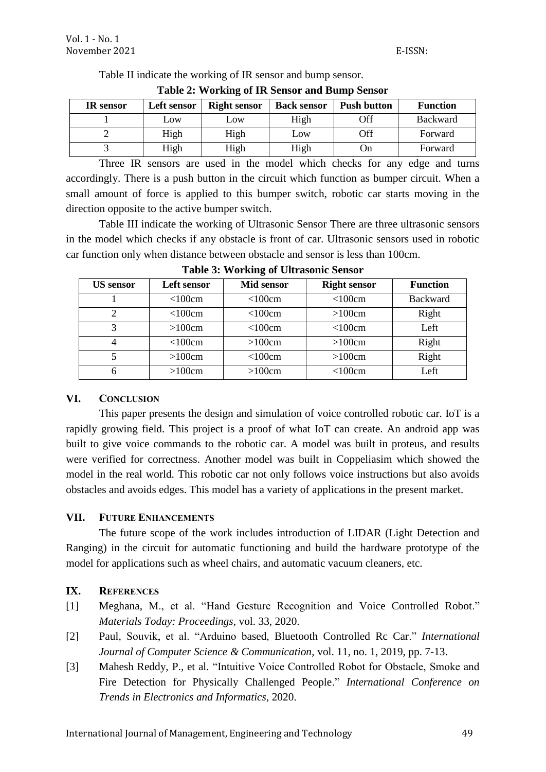Table II indicate the working of IR sensor and bump sensor.

**Table 2: Working of IR Sensor and Bump Sensor**

| IR sensor | Left sensor | Right sensor | Back sensor | Push button | Function |
|---|---|---|---|---|---|
| 1 | Low | Low | High | Off | Backward |
| 2 | High | High | Low | Off | Forward |
| 3 | High | High | High | On | Forward |

Three IR sensors are used in the model which checks for any edge and turns accordingly. There is a push button in the circuit which function as bumper circuit. When a small amount of force is applied to this bumper switch, robotic car starts moving in the direction opposite to the active bumper switch.

Table III indicate the working of Ultrasonic Sensor There are three ultrasonic sensors in the model which checks if any obstacle is front of car. Ultrasonic sensors used in robotic car function only when distance between obstacle and sensor is less than 100cm.

**Table 3: Working of Ultrasonic Sensor**

| US sensor | Left sensor | Mid sensor | Right sensor | Function |
|---|---|---|---|---|
| 1 | <100cm | <100cm | <100cm | Backward |
| 2 | <100cm | <100cm | >100cm | Right |
| 3 | >100cm | <100cm | <100cm | Left |
| 4 | <100cm | >100cm | >100cm | Right |
| 5 | >100cm | <100cm | >100cm | Right |
| 6 | >100cm | >100cm | <100cm | Left |

## VI. CONCLUSION

This paper presents the design and simulation of voice controlled robotic car. IoT is a rapidly growing field. This project is a proof of what IoT can create. An android app was built to give voice commands to the robotic car. A model was built in proteus, and results were verified for correctness. Another model was built in Coppeliasim which showed the model in the real world. This robotic car not only follows voice instructions but also avoids obstacles and avoids edges. This model has a variety of applications in the present market.

## VII. FUTURE ENHANCEMENTS

The future scope of the work includes introduction of LIDAR (Light Detection and Ranging) in the circuit for automatic functioning and build the hardware prototype of the model for applications such as wheel chairs, and automatic vacuum cleaners, etc.

## IX. REFERENCES

[1] Meghana, M., et al. "Hand Gesture Recognition and Voice Controlled Robot." *Materials Today: Proceedings*, vol. 33, 2020.

[2] Paul, Souvik, et al. "Arduino based, Bluetooth Controlled Rc Car." *International Journal of Computer Science & Communication*, vol. 11, no. 1, 2019, pp. 7-13.

[3] Mahesh Reddy, P., et al. "Intuitive Voice Controlled Robot for Obstacle, Smoke and Fire Detection for Physically Challenged People." *International Conference on Trends in Electronics and Informatics*, 2020.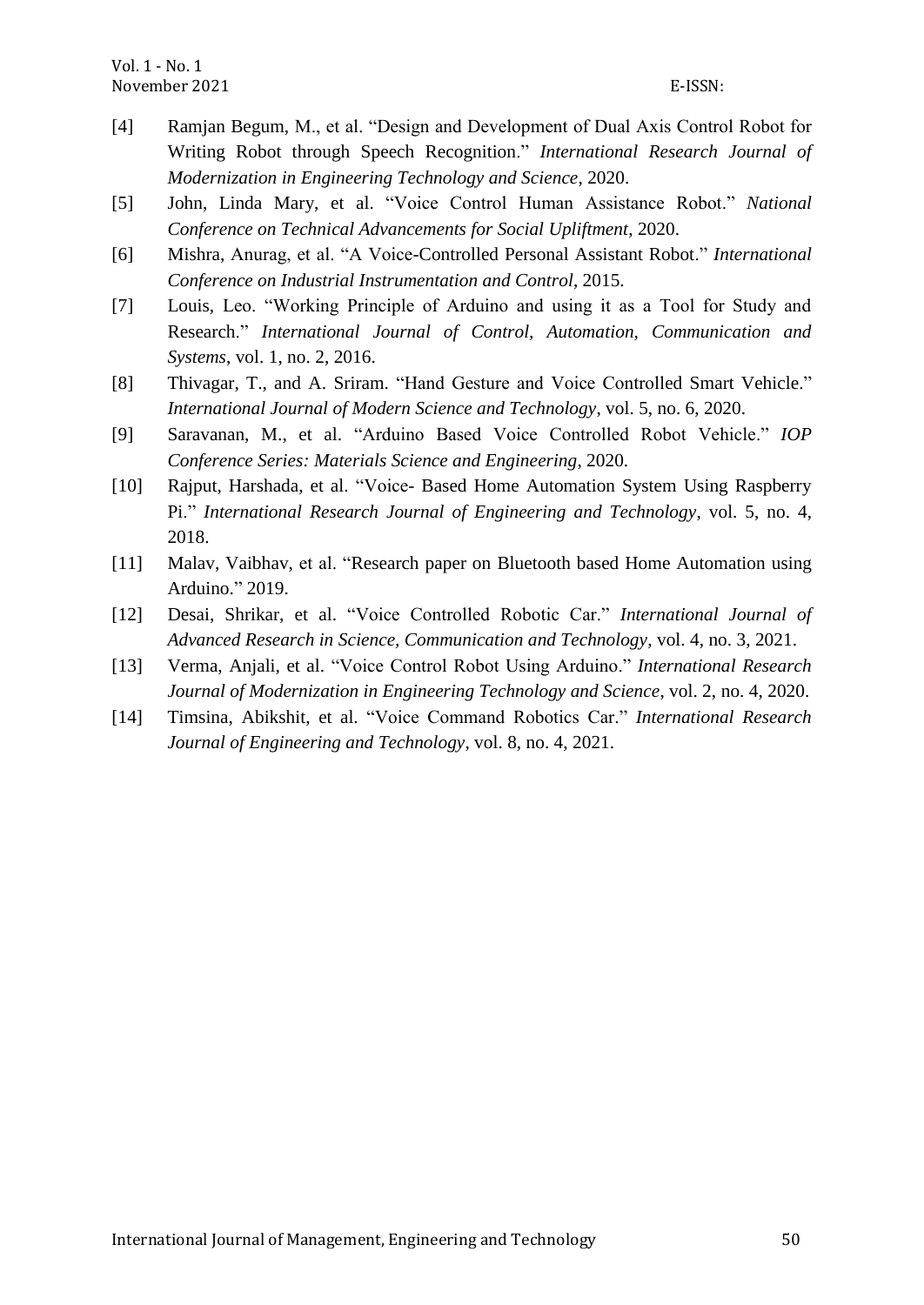[4] Ramjan Begum, M., et al. "Design and Development of Dual Axis Control Robot for Writing Robot through Speech Recognition." *International Research Journal of Modernization in Engineering Technology and Science*, 2020.

[5] John, Linda Mary, et al. "Voice Control Human Assistance Robot." *National Conference on Technical Advancements for Social Upliftment*, 2020.

[6] Mishra, Anurag, et al. "A Voice-Controlled Personal Assistant Robot." *International Conference on Industrial Instrumentation and Control*, 2015.

[7] Louis, Leo. "Working Principle of Arduino and using it as a Tool for Study and Research." *International Journal of Control, Automation, Communication and Systems*, vol. 1, no. 2, 2016.

[8] Thivagar, T., and A. Sriram. "Hand Gesture and Voice Controlled Smart Vehicle." *International Journal of Modern Science and Technology*, vol. 5, no. 6, 2020.

[9] Saravanan, M., et al. "Arduino Based Voice Controlled Robot Vehicle." *IOP Conference Series: Materials Science and Engineering*, 2020.

[10] Rajput, Harshada, et al. "Voice- Based Home Automation System Using Raspberry Pi." *International Research Journal of Engineering and Technology*, vol. 5, no. 4, 2018.

[11] Malav, Vaibhav, et al. "Research paper on Bluetooth based Home Automation using Arduino." 2019.

[12] Desai, Shrikar, et al. "Voice Controlled Robotic Car." *International Journal of Advanced Research in Science, Communication and Technology*, vol. 4, no. 3, 2021.

[13] Verma, Anjali, et al. "Voice Control Robot Using Arduino." *International Research Journal of Modernization in Engineering Technology and Science*, vol. 2, no. 4, 2020.

[14] Timsina, Abikshit, et al. "Voice Command Robotics Car." *International Research Journal of Engineering and Technology*, vol. 8, no. 4, 2021.